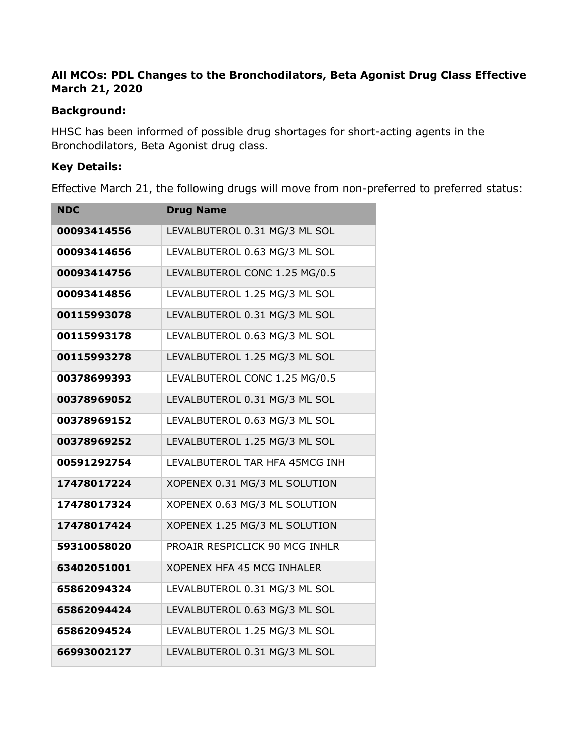**All MCOs: PDL Changes to the Bronchodilators, Beta Agonist Drug Class Effective March 21, 2020**

**Background:**

HHSC has been informed of possible drug shortages for short-acting agents in the Bronchodilators, Beta Agonist drug class.

**Key Details:**

Effective March 21, the following drugs will move from non-preferred to preferred status:

| NDC | Drug Name |
|---|---|
| **00093414556** | LEVALBUTEROL 0.31 MG/3 ML SOL |
| **00093414656** | LEVALBUTEROL 0.63 MG/3 ML SOL |
| **00093414756** | LEVALBUTEROL CONC 1.25 MG/0.5 |
| **00093414856** | LEVALBUTEROL 1.25 MG/3 ML SOL |
| **00115993078** | LEVALBUTEROL 0.31 MG/3 ML SOL |
| **00115993178** | LEVALBUTEROL 0.63 MG/3 ML SOL |
| **00115993278** | LEVALBUTEROL 1.25 MG/3 ML SOL |
| **00378699393** | LEVALBUTEROL CONC 1.25 MG/0.5 |
| **00378969052** | LEVALBUTEROL 0.31 MG/3 ML SOL |
| **00378969152** | LEVALBUTEROL 0.63 MG/3 ML SOL |
| **00378969252** | LEVALBUTEROL 1.25 MG/3 ML SOL |
| **00591292754** | LEVALBUTEROL TAR HFA 45MCG INH |
| **17478017224** | XOPENEX 0.31 MG/3 ML SOLUTION |
| **17478017324** | XOPENEX 0.63 MG/3 ML SOLUTION |
| **17478017424** | XOPENEX 1.25 MG/3 ML SOLUTION |
| **59310058020** | PROAIR RESPICLICK 90 MCG INHLR |
| **63402051001** | XOPENEX HFA 45 MCG INHALER |
| **65862094324** | LEVALBUTEROL 0.31 MG/3 ML SOL |
| **65862094424** | LEVALBUTEROL 0.63 MG/3 ML SOL |
| **65862094524** | LEVALBUTEROL 1.25 MG/3 ML SOL |
| **66993002127** | LEVALBUTEROL 0.31 MG/3 ML SOL |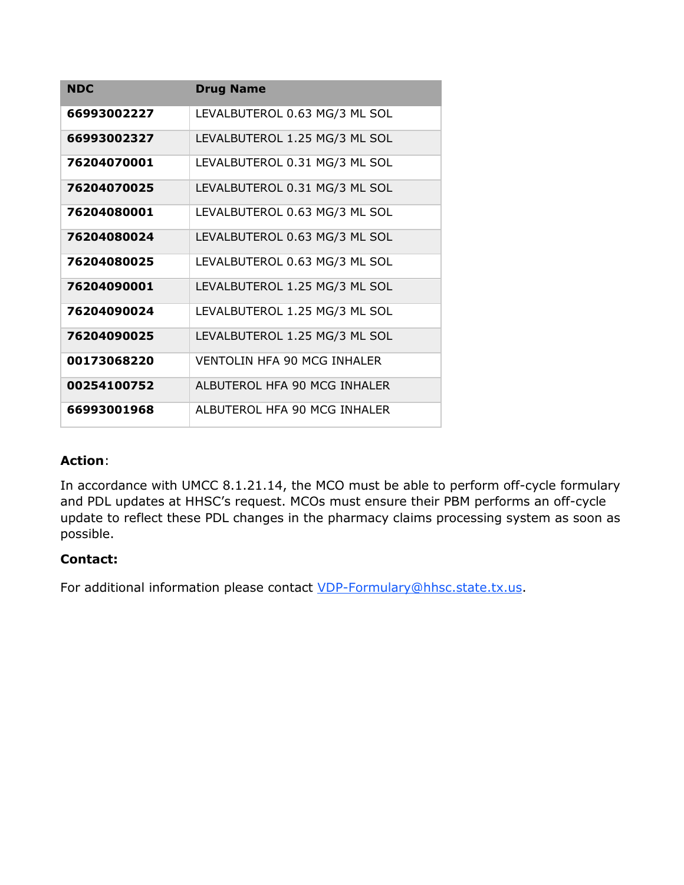| NDC | Drug Name |
|---|---|
| **66993002227** | LEVALBUTEROL 0.63 MG/3 ML SOL |
| **66993002327** | LEVALBUTEROL 1.25 MG/3 ML SOL |
| **76204070001** | LEVALBUTEROL 0.31 MG/3 ML SOL |
| **76204070025** | LEVALBUTEROL 0.31 MG/3 ML SOL |
| **76204080001** | LEVALBUTEROL 0.63 MG/3 ML SOL |
| **76204080024** | LEVALBUTEROL 0.63 MG/3 ML SOL |
| **76204080025** | LEVALBUTEROL 0.63 MG/3 ML SOL |
| **76204090001** | LEVALBUTEROL 1.25 MG/3 ML SOL |
| **76204090024** | LEVALBUTEROL 1.25 MG/3 ML SOL |
| **76204090025** | LEVALBUTEROL 1.25 MG/3 ML SOL |
| **00173068220** | VENTOLIN HFA 90 MCG INHALER |
| **00254100752** | ALBUTEROL HFA 90 MCG INHALER |
| **66993001968** | ALBUTEROL HFA 90 MCG INHALER |

**Action**:

In accordance with UMCC 8.1.21.14, the MCO must be able to perform off-cycle formulary and PDL updates at HHSC's request. MCOs must ensure their PBM performs an off-cycle update to reflect these PDL changes in the pharmacy claims processing system as soon as possible.

**Contact:**

For additional information please contact VDP-Formulary@hhsc.state.tx.us.